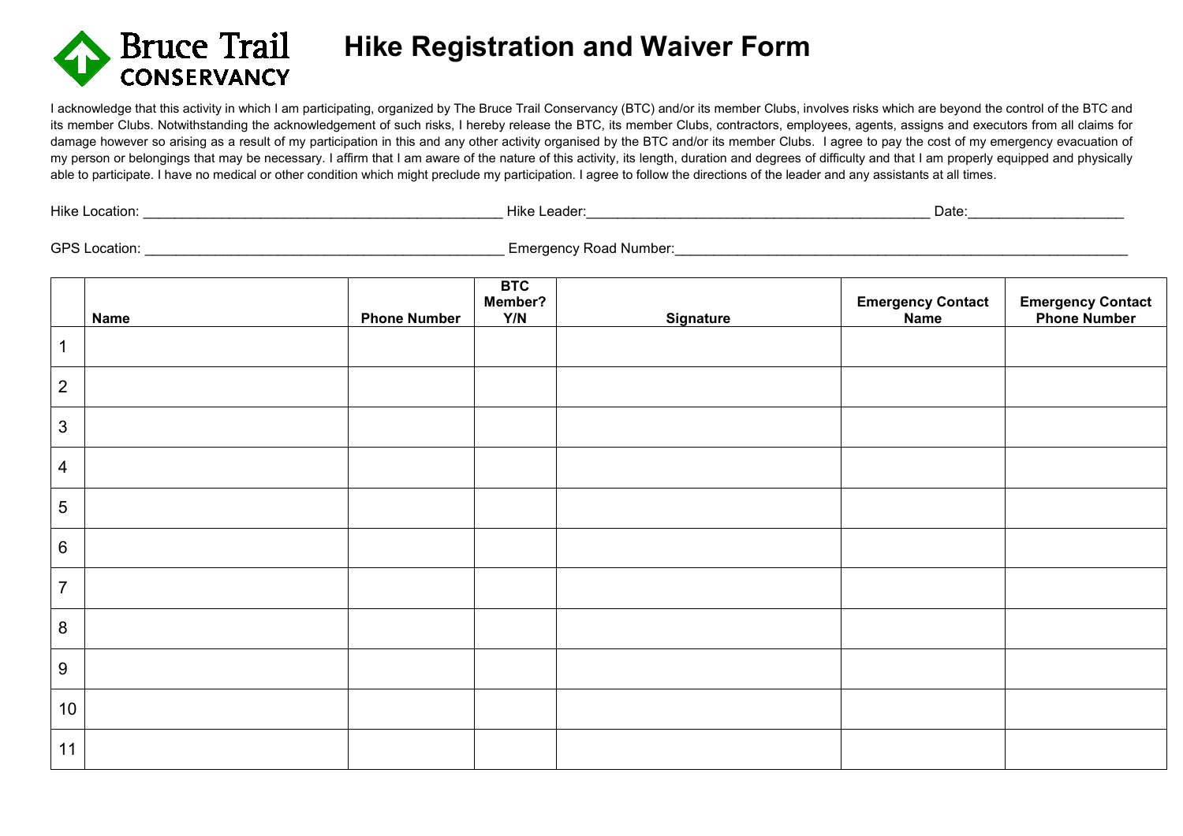Bruce Trail CONSERVANCY

# Hike Registration and Waiver Form

I acknowledge that this activity in which I am participating, organized by The Bruce Trail Conservancy (BTC) and/or its member Clubs, involves risks which are beyond the control of the BTC and its member Clubs. Notwithstanding the acknowledgement of such risks, I hereby release the BTC, its member Clubs, contractors, employees, agents, assigns and executors from all claims for damage however so arising as a result of my participation in this and any other activity organised by the BTC and/or its member Clubs. I agree to pay the cost of my emergency evacuation of my person or belongings that may be necessary. I affirm that I am aware of the nature of this activity, its length, duration and degrees of difficulty and that I am properly equipped and physically able to participate. I have no medical or other condition which might preclude my participation. I agree to follow the directions of the leader and any assistants at all times.

Hike Location: _______________________________________________ Hike Leader:_____________________________________________ Date:___________________

GPS Location: ________________________________________________ Emergency Road Number:_______________________________________________________________

| | Name | Phone Number | BTC Member? Y/N | Signature | Emergency Contact Name | Emergency Contact Phone Number |
|---|---|---|---|---|---|---|
| 1 | | | | | | |
| 2 | | | | | | |
| 3 | | | | | | |
| 4 | | | | | | |
| 5 | | | | | | |
| 6 | | | | | | |
| 7 | | | | | | |
| 8 | | | | | | |
| 9 | | | | | | |
| 10 | | | | | | |
| 11 | | | | | | |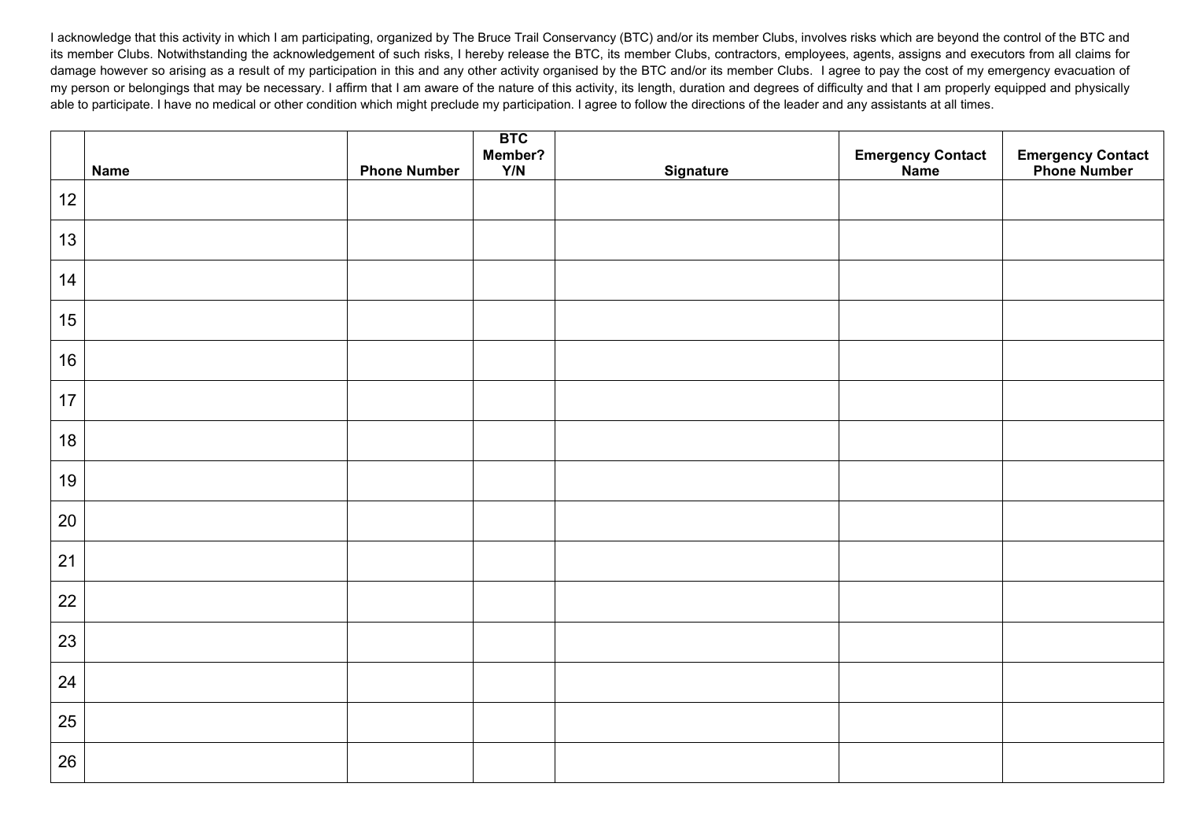I acknowledge that this activity in which I am participating, organized by The Bruce Trail Conservancy (BTC) and/or its member Clubs, involves risks which are beyond the control of the BTC and its member Clubs. Notwithstanding the acknowledgement of such risks, I hereby release the BTC, its member Clubs, contractors, employees, agents, assigns and executors from all claims for damage however so arising as a result of my participation in this and any other activity organised by the BTC and/or its member Clubs. I agree to pay the cost of my emergency evacuation of my person or belongings that may be necessary. I affirm that I am aware of the nature of this activity, its length, duration and degrees of difficulty and that I am properly equipped and physically able to participate. I have no medical or other condition which might preclude my participation. I agree to follow the directions of the leader and any assistants at all times.

| | **Name** | **Phone Number** | **BTC Member? Y/N** | **Signature** | **Emergency Contact Name** | **Emergency Contact Phone Number** |
|---|---|---|---|---|---|---|
| 12 | | | | | | |
| 13 | | | | | | |
| 14 | | | | | | |
| 15 | | | | | | |
| 16 | | | | | | |
| 17 | | | | | | |
| 18 | | | | | | |
| 19 | | | | | | |
| 20 | | | | | | |
| 21 | | | | | | |
| 22 | | | | | | |
| 23 | | | | | | |
| 24 | | | | | | |
| 25 | | | | | | |
| 26 | | | | | | |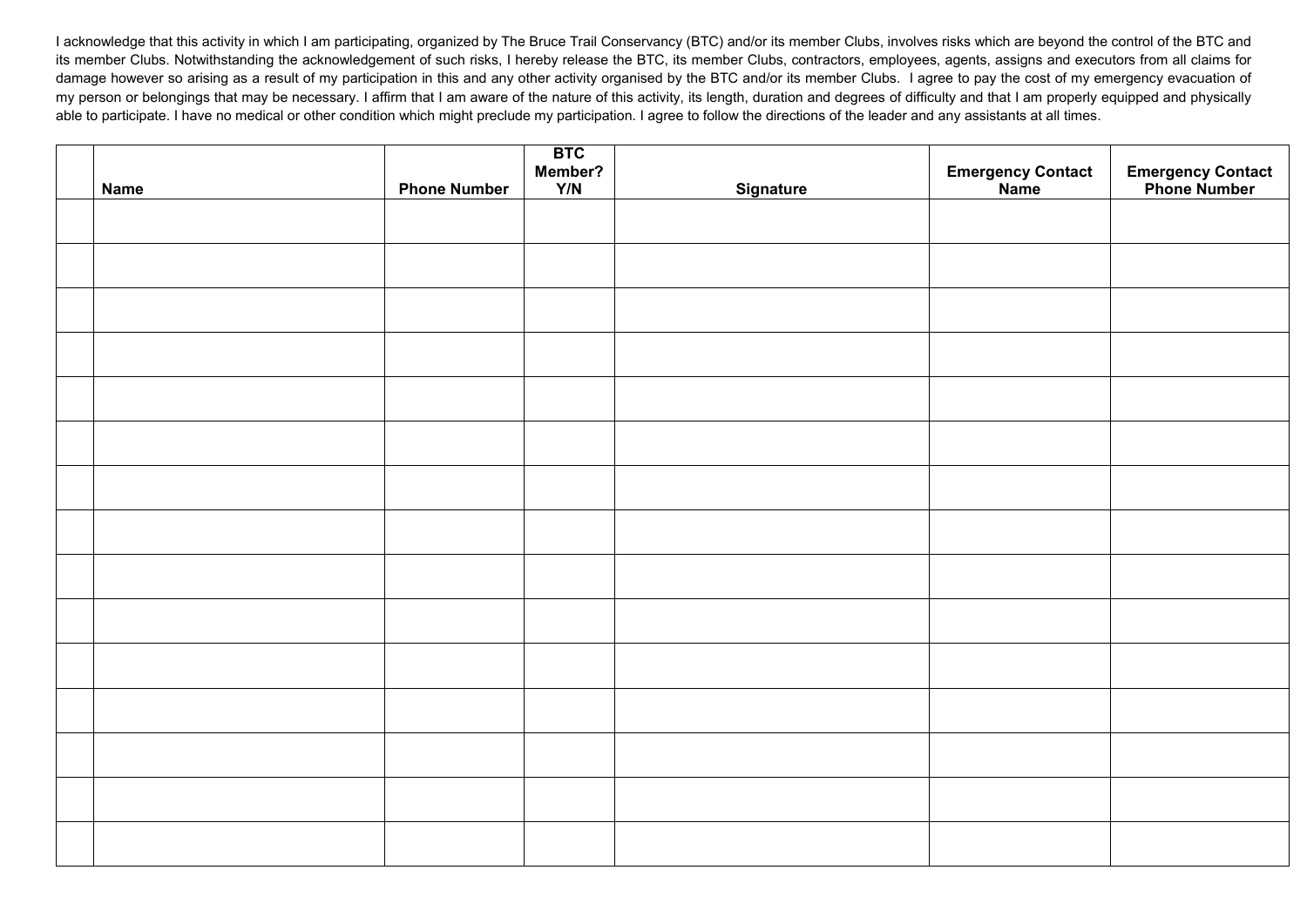I acknowledge that this activity in which I am participating, organized by The Bruce Trail Conservancy (BTC) and/or its member Clubs, involves risks which are beyond the control of the BTC and its member Clubs. Notwithstanding the acknowledgement of such risks, I hereby release the BTC, its member Clubs, contractors, employees, agents, assigns and executors from all claims for damage however so arising as a result of my participation in this and any other activity organised by the BTC and/or its member Clubs. I agree to pay the cost of my emergency evacuation of my person or belongings that may be necessary. I affirm that I am aware of the nature of this activity, its length, duration and degrees of difficulty and that I am properly equipped and physically able to participate. I have no medical or other condition which might preclude my participation. I agree to follow the directions of the leader and any assistants at all times.

| | Name | Phone Number | BTC Member? Y/N | Signature | Emergency Contact Name | Emergency Contact Phone Number |
|---|---|---|---|---|---|---|
| | | | | | | |
| | | | | | | |
| | | | | | | |
| | | | | | | |
| | | | | | | |
| | | | | | | |
| | | | | | | |
| | | | | | | |
| | | | | | | |
| | | | | | | |
| | | | | | | |
| | | | | | | |
| | | | | | | |
| | | | | | | |
| | | | | | | |